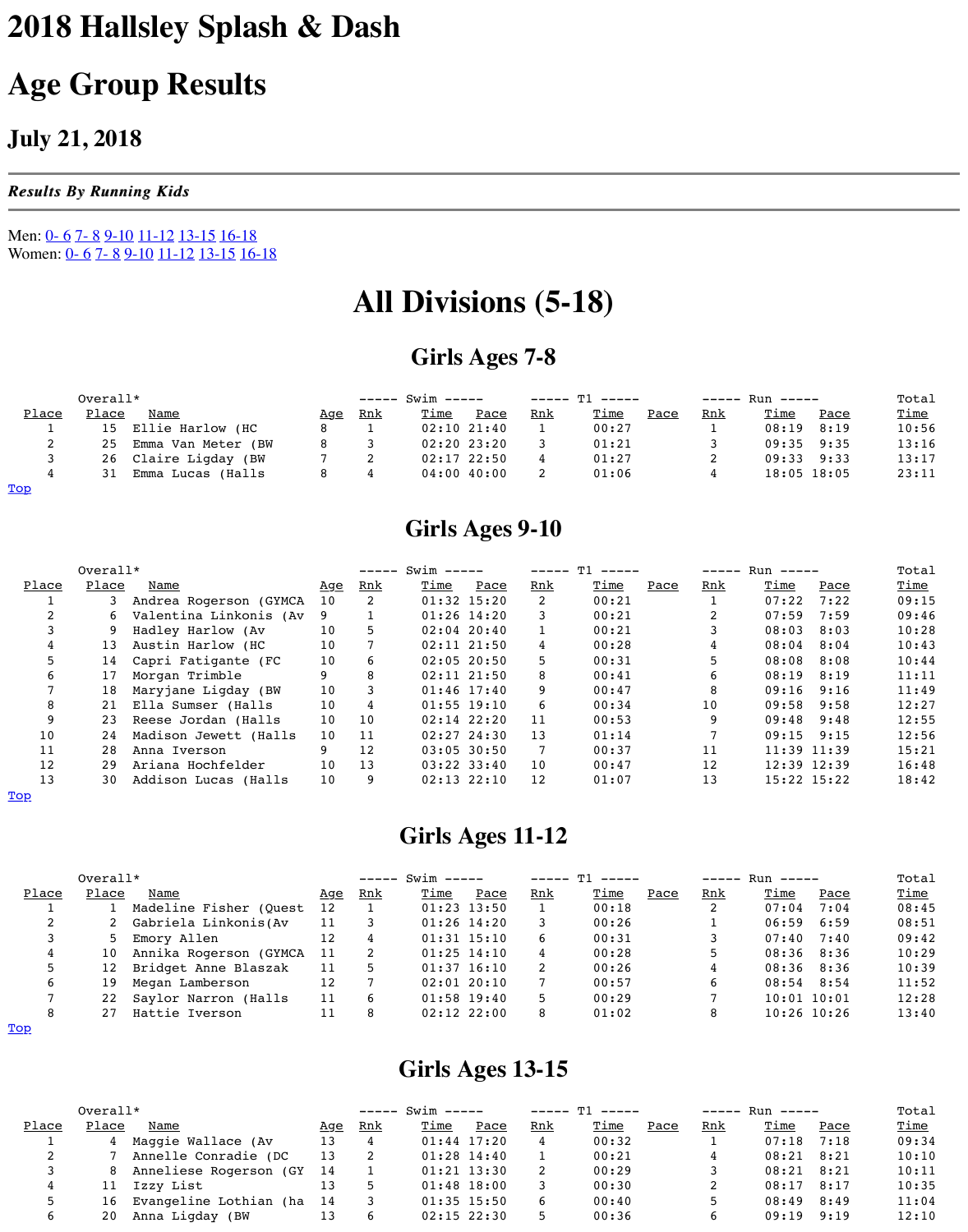# 2018 Hallsley Splash & Dash

# Age Group Results

## July 21, 2018

***Results By Running Kids***

Men: 0- 6 7- 8 9-10 11-12 13-15 16-18
Women: 0- 6 7- 8 9-10 11-12 13-15 16-18

# All Divisions (5-18)

## Girls Ages 7-8

| Place | Overall* Place | Name | Age | Swim Rnk | Swim Time | Swim Pace | T1 Rnk | T1 Time | T1 Pace | Run Rnk | Run Time | Run Pace | Total Time |
|---|---|---|---|---|---|---|---|---|---|---|---|---|---|
| 1 | 15 | Ellie Harlow (HC | 8 | 1 | 02:10 | 21:40 | 1 | 00:27 | | 1 | 08:19 | 8:19 | 10:56 |
| 2 | 25 | Emma Van Meter (BW | 8 | 3 | 02:20 | 23:20 | 3 | 01:21 | | 3 | 09:35 | 9:35 | 13:16 |
| 3 | 26 | Claire Ligday (BW | 7 | 2 | 02:17 | 22:50 | 4 | 01:27 | | 2 | 09:33 | 9:33 | 13:17 |
| 4 | 31 | Emma Lucas (Halls | 8 | 4 | 04:00 | 40:00 | 2 | 01:06 | | 4 | 18:05 | 18:05 | 23:11 |

Top

## Girls Ages 9-10

| Place | Overall* Place | Name | Age | Swim Rnk | Swim Time | Swim Pace | T1 Rnk | T1 Time | T1 Pace | Run Rnk | Run Time | Run Pace | Total Time |
|---|---|---|---|---|---|---|---|---|---|---|---|---|---|
| 1 | 3 | Andrea Rogerson (GYMCA | 10 | 2 | 01:32 | 15:20 | 2 | 00:21 | | 1 | 07:22 | 7:22 | 09:15 |
| 2 | 6 | Valentina Linkonis (Av | 9 | 1 | 01:26 | 14:20 | 3 | 00:21 | | 2 | 07:59 | 7:59 | 09:46 |
| 3 | 9 | Hadley Harlow (Av | 10 | 5 | 02:04 | 20:40 | 1 | 00:21 | | 3 | 08:03 | 8:03 | 10:28 |
| 4 | 13 | Austin Harlow (HC | 10 | 7 | 02:11 | 21:50 | 4 | 00:28 | | 4 | 08:04 | 8:04 | 10:43 |
| 5 | 14 | Capri Fatigante (FC | 10 | 6 | 02:05 | 20:50 | 5 | 00:31 | | 5 | 08:08 | 8:08 | 10:44 |
| 6 | 17 | Morgan Trimble | 9 | 8 | 02:11 | 21:50 | 8 | 00:41 | | 6 | 08:19 | 8:19 | 11:11 |
| 7 | 18 | Maryjane Ligday (BW | 10 | 3 | 01:46 | 17:40 | 9 | 00:47 | | 8 | 09:16 | 9:16 | 11:49 |
| 8 | 21 | Ella Sumser (Halls | 10 | 4 | 01:55 | 19:10 | 6 | 00:34 | | 10 | 09:58 | 9:58 | 12:27 |
| 9 | 23 | Reese Jordan (Halls | 10 | 10 | 02:14 | 22:20 | 11 | 00:53 | | 9 | 09:48 | 9:48 | 12:55 |
| 10 | 24 | Madison Jewett (Halls | 10 | 11 | 02:27 | 24:30 | 13 | 01:14 | | 7 | 09:15 | 9:15 | 12:56 |
| 11 | 28 | Anna Iverson | 9 | 12 | 03:05 | 30:50 | 7 | 00:37 | | 11 | 11:39 | 11:39 | 15:21 |
| 12 | 29 | Ariana Hochfelder | 10 | 13 | 03:22 | 33:40 | 10 | 00:47 | | 12 | 12:39 | 12:39 | 16:48 |
| 13 | 30 | Addison Lucas (Halls | 10 | 9 | 02:13 | 22:10 | 12 | 01:07 | | 13 | 15:22 | 15:22 | 18:42 |

Top

## Girls Ages 11-12

| Place | Overall* Place | Name | Age | Swim Rnk | Swim Time | Swim Pace | T1 Rnk | T1 Time | T1 Pace | Run Rnk | Run Time | Run Pace | Total Time |
|---|---|---|---|---|---|---|---|---|---|---|---|---|---|
| 1 | 1 | Madeline Fisher (Quest | 12 | 1 | 01:23 | 13:50 | 1 | 00:18 | | 2 | 07:04 | 7:04 | 08:45 |
| 2 | 2 | Gabriela Linkonis(Av | 11 | 3 | 01:26 | 14:20 | 3 | 00:26 | | 1 | 06:59 | 6:59 | 08:51 |
| 3 | 5 | Emory Allen | 12 | 4 | 01:31 | 15:10 | 6 | 00:31 | | 3 | 07:40 | 7:40 | 09:42 |
| 4 | 10 | Annika Rogerson (GYMCA | 11 | 2 | 01:25 | 14:10 | 4 | 00:28 | | 5 | 08:36 | 8:36 | 10:29 |
| 5 | 12 | Bridget Anne Blaszak | 11 | 5 | 01:37 | 16:10 | 2 | 00:26 | | 4 | 08:36 | 8:36 | 10:39 |
| 6 | 19 | Megan Lamberson | 12 | 7 | 02:01 | 20:10 | 7 | 00:57 | | 6 | 08:54 | 8:54 | 11:52 |
| 7 | 22 | Saylor Narron (Halls | 11 | 6 | 01:58 | 19:40 | 5 | 00:29 | | 7 | 10:01 | 10:01 | 12:28 |
| 8 | 27 | Hattie Iverson | 11 | 8 | 02:12 | 22:00 | 8 | 01:02 | | 8 | 10:26 | 10:26 | 13:40 |

Top

## Girls Ages 13-15

| Place | Overall* Place | Name | Age | Swim Rnk | Swim Time | Swim Pace | T1 Rnk | T1 Time | T1 Pace | Run Rnk | Run Time | Run Pace | Total Time |
|---|---|---|---|---|---|---|---|---|---|---|---|---|---|
| 1 | 4 | Maggie Wallace (Av | 13 | 4 | 01:44 | 17:20 | 4 | 00:32 | | 1 | 07:18 | 7:18 | 09:34 |
| 2 | 7 | Annelle Conradie (DC | 13 | 2 | 01:28 | 14:40 | 1 | 00:21 | | 4 | 08:21 | 8:21 | 10:10 |
| 3 | 8 | Anneliese Rogerson (GY | 14 | 1 | 01:21 | 13:30 | 2 | 00:29 | | 3 | 08:21 | 8:21 | 10:11 |
| 4 | 11 | Izzy List | 13 | 5 | 01:48 | 18:00 | 3 | 00:30 | | 2 | 08:17 | 8:17 | 10:35 |
| 5 | 16 | Evangeline Lothian (ha | 14 | 3 | 01:35 | 15:50 | 6 | 00:40 | | 5 | 08:49 | 8:49 | 11:04 |
| 6 | 20 | Anna Ligday (BW | 13 | 6 | 02:15 | 22:30 | 5 | 00:36 | | 6 | 09:19 | 9:19 | 12:10 |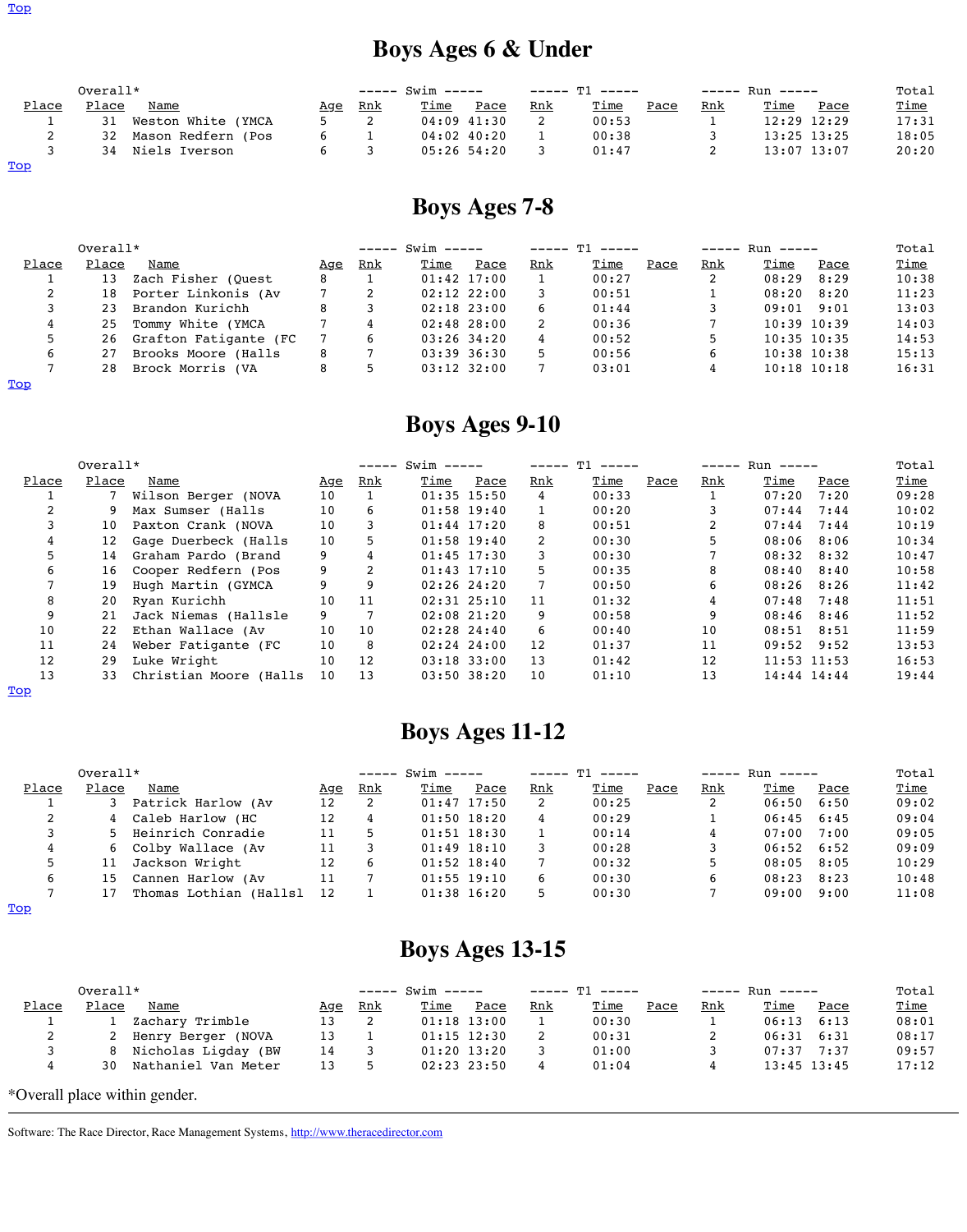Top

## Boys Ages 6 & Under

| Place | Overall* Place | Name | Age | Swim Rnk | Swim Time | Swim Pace | T1 Rnk | T1 Time | T1 Pace | Run Rnk | Run Time | Run Pace | Total Time |
|---|---|---|---|---|---|---|---|---|---|---|---|---|---|
| 1 | 31 | Weston White (YMCA | 5 | 2 | 04:09 | 41:30 | 2 | 00:53 | | 1 | 12:29 | 12:29 | 17:31 |
| 2 | 32 | Mason Redfern (Pos | 6 | 1 | 04:02 | 40:20 | 1 | 00:38 | | 3 | 13:25 | 13:25 | 18:05 |
| 3 | 34 | Niels Iverson | 6 | 3 | 05:26 | 54:20 | 3 | 01:47 | | 2 | 13:07 | 13:07 | 20:20 |

Top

## Boys Ages 7-8

| Place | Overall* Place | Name | Age | Swim Rnk | Swim Time | Swim Pace | T1 Rnk | T1 Time | T1 Pace | Run Rnk | Run Time | Run Pace | Total Time |
|---|---|---|---|---|---|---|---|---|---|---|---|---|---|
| 1 | 13 | Zach Fisher (Quest | 8 | 1 | 01:42 | 17:00 | 1 | 00:27 | | 2 | 08:29 | 8:29 | 10:38 |
| 2 | 18 | Porter Linkonis (Av | 7 | 2 | 02:12 | 22:00 | 3 | 00:51 | | 1 | 08:20 | 8:20 | 11:23 |
| 3 | 23 | Brandon Kurichh | 8 | 3 | 02:18 | 23:00 | 6 | 01:44 | | 3 | 09:01 | 9:01 | 13:03 |
| 4 | 25 | Tommy White (YMCA | 7 | 4 | 02:48 | 28:00 | 2 | 00:36 | | 7 | 10:39 | 10:39 | 14:03 |
| 5 | 26 | Grafton Fatigante (FC | 7 | 6 | 03:26 | 34:20 | 4 | 00:52 | | 5 | 10:35 | 10:35 | 14:53 |
| 6 | 27 | Brooks Moore (Halls | 8 | 7 | 03:39 | 36:30 | 5 | 00:56 | | 6 | 10:38 | 10:38 | 15:13 |
| 7 | 28 | Brock Morris (VA | 8 | 5 | 03:12 | 32:00 | 7 | 03:01 | | 4 | 10:18 | 10:18 | 16:31 |

Top

## Boys Ages 9-10

| Place | Overall* Place | Name | Age | Swim Rnk | Swim Time | Swim Pace | T1 Rnk | T1 Time | T1 Pace | Run Rnk | Run Time | Run Pace | Total Time |
|---|---|---|---|---|---|---|---|---|---|---|---|---|---|
| 1 | 7 | Wilson Berger (NOVA | 10 | 1 | 01:35 | 15:50 | 4 | 00:33 | | 1 | 07:20 | 7:20 | 09:28 |
| 2 | 9 | Max Sumser (Halls | 10 | 6 | 01:58 | 19:40 | 1 | 00:20 | | 3 | 07:44 | 7:44 | 10:02 |
| 3 | 10 | Paxton Crank (NOVA | 10 | 3 | 01:44 | 17:20 | 8 | 00:51 | | 2 | 07:44 | 7:44 | 10:19 |
| 4 | 12 | Gage Duerbeck (Halls | 10 | 5 | 01:58 | 19:40 | 2 | 00:30 | | 5 | 08:06 | 8:06 | 10:34 |
| 5 | 14 | Graham Pardo (Brand | 9 | 4 | 01:45 | 17:30 | 3 | 00:30 | | 7 | 08:32 | 8:32 | 10:47 |
| 6 | 16 | Cooper Redfern (Pos | 9 | 2 | 01:43 | 17:10 | 5 | 00:35 | | 8 | 08:40 | 8:40 | 10:58 |
| 7 | 19 | Hugh Martin (GYMCA | 9 | 9 | 02:26 | 24:20 | 7 | 00:50 | | 6 | 08:26 | 8:26 | 11:42 |
| 8 | 20 | Ryan Kurichh | 10 | 11 | 02:31 | 25:10 | 11 | 01:32 | | 4 | 07:48 | 7:48 | 11:51 |
| 9 | 21 | Jack Niemas (Hallsle | 9 | 7 | 02:08 | 21:20 | 9 | 00:58 | | 9 | 08:46 | 8:46 | 11:52 |
| 10 | 22 | Ethan Wallace (Av | 10 | 10 | 02:28 | 24:40 | 6 | 00:40 | | 10 | 08:51 | 8:51 | 11:59 |
| 11 | 24 | Weber Fatigante (FC | 10 | 8 | 02:24 | 24:00 | 12 | 01:37 | | 11 | 09:52 | 9:52 | 13:53 |
| 12 | 29 | Luke Wright | 10 | 12 | 03:18 | 33:00 | 13 | 01:42 | | 12 | 11:53 | 11:53 | 16:53 |
| 13 | 33 | Christian Moore (Halls | 10 | 13 | 03:50 | 38:20 | 10 | 01:10 | | 13 | 14:44 | 14:44 | 19:44 |

Top

## Boys Ages 11-12

| Place | Overall* Place | Name | Age | Swim Rnk | Swim Time | Swim Pace | T1 Rnk | T1 Time | T1 Pace | Run Rnk | Run Time | Run Pace | Total Time |
|---|---|---|---|---|---|---|---|---|---|---|---|---|---|
| 1 | 3 | Patrick Harlow (Av | 12 | 2 | 01:47 | 17:50 | 2 | 00:25 | | 2 | 06:50 | 6:50 | 09:02 |
| 2 | 4 | Caleb Harlow (HC | 12 | 4 | 01:50 | 18:20 | 4 | 00:29 | | 1 | 06:45 | 6:45 | 09:04 |
| 3 | 5 | Heinrich Conradie | 11 | 5 | 01:51 | 18:30 | 1 | 00:14 | | 4 | 07:00 | 7:00 | 09:05 |
| 4 | 6 | Colby Wallace (Av | 11 | 3 | 01:49 | 18:10 | 3 | 00:28 | | 3 | 06:52 | 6:52 | 09:09 |
| 5 | 11 | Jackson Wright | 12 | 6 | 01:52 | 18:40 | 7 | 00:32 | | 5 | 08:05 | 8:05 | 10:29 |
| 6 | 15 | Cannen Harlow (Av | 11 | 7 | 01:55 | 19:10 | 6 | 00:30 | | 6 | 08:23 | 8:23 | 10:48 |
| 7 | 17 | Thomas Lothian (Hallsl | 12 | 1 | 01:38 | 16:20 | 5 | 00:30 | | 7 | 09:00 | 9:00 | 11:08 |

Top

## Boys Ages 13-15

| Place | Overall* Place | Name | Age | Swim Rnk | Swim Time | Swim Pace | T1 Rnk | T1 Time | T1 Pace | Run Rnk | Run Time | Run Pace | Total Time |
|---|---|---|---|---|---|---|---|---|---|---|---|---|---|
| 1 | 1 | Zachary Trimble | 13 | 2 | 01:18 | 13:00 | 1 | 00:30 | | 1 | 06:13 | 6:13 | 08:01 |
| 2 | 2 | Henry Berger (NOVA | 13 | 1 | 01:15 | 12:30 | 2 | 00:31 | | 2 | 06:31 | 6:31 | 08:17 |
| 3 | 8 | Nicholas Ligday (BW | 14 | 3 | 01:20 | 13:20 | 3 | 01:00 | | 3 | 07:37 | 7:37 | 09:57 |
| 4 | 30 | Nathaniel Van Meter | 13 | 5 | 02:23 | 23:50 | 4 | 01:04 | | 4 | 13:45 | 13:45 | 17:12 |

*Overall place within gender.

Software: The Race Director, Race Management Systems, http://www.theracedirector.com